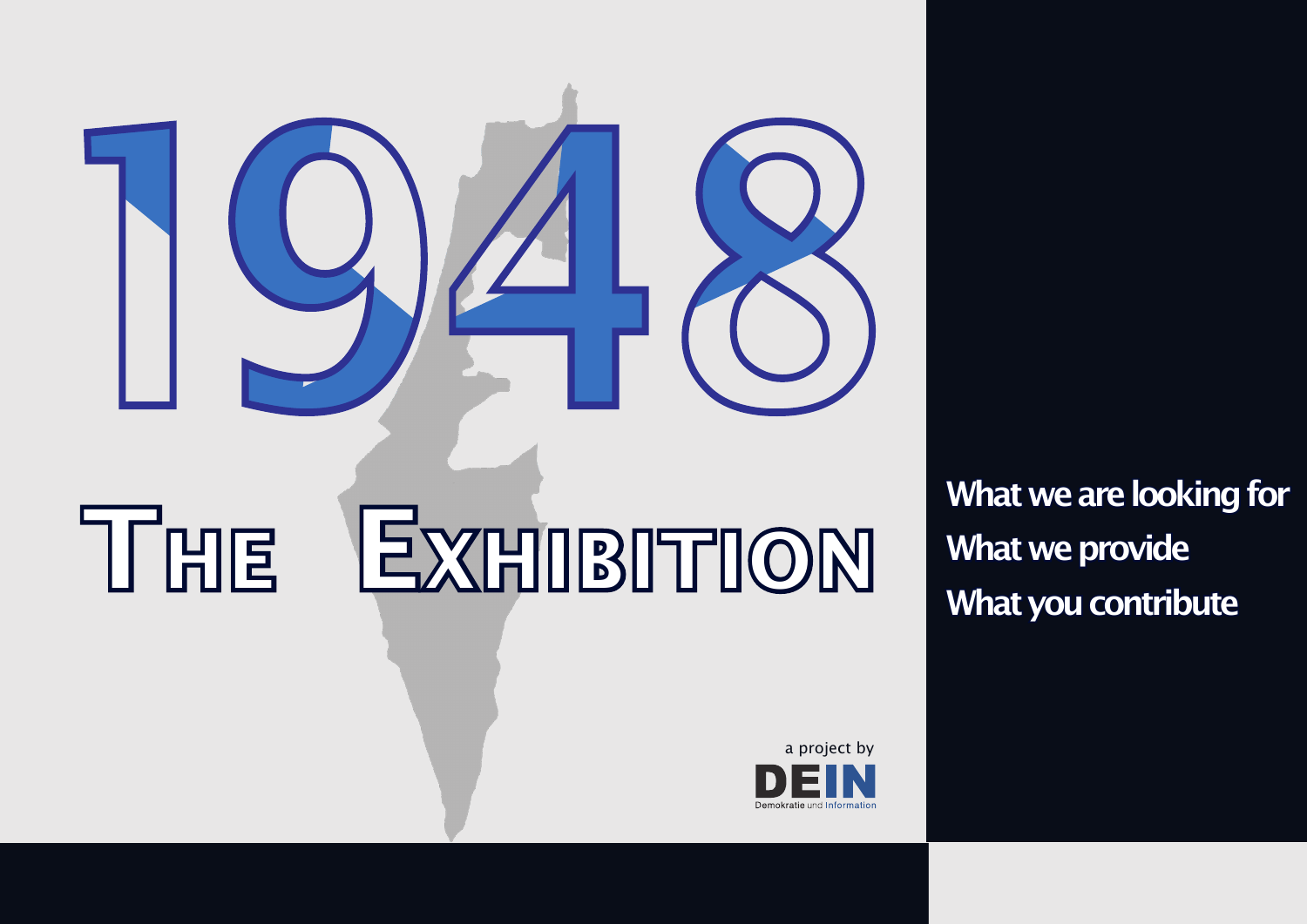# 1948

# The Exhibition

What we are looking for

What we provide

What you contribute

a project by

DEIN

Demokratie und Information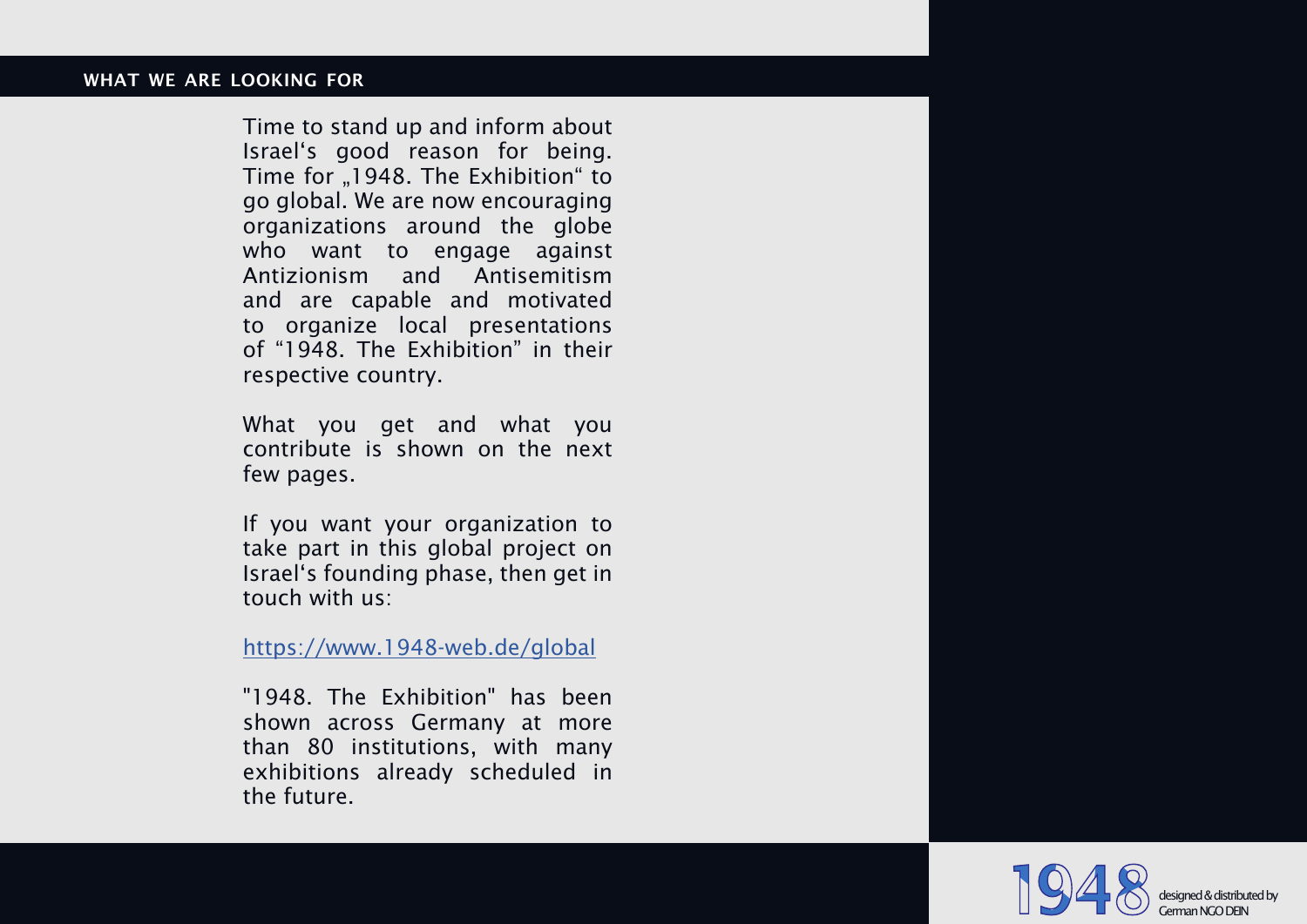## WHAT WE ARE LOOKING FOR

Time to stand up and inform about Israel‘s good reason for being. Time for „1948. The Exhibition“ to go global. We are now encouraging organizations around the globe who want to engage against Antizionism and Antisemitism and are capable and motivated to organize local presentations of “1948. The Exhibition” in their respective country.

What you get and what you contribute is shown on the next few pages.

If you want your organization to take part in this global project on Israel‘s founding phase, then get in touch with us:

https://www.1948-web.de/global

"1948. The Exhibition" has been shown across Germany at more than 80 institutions, with many exhibitions already scheduled in the future.

1948 designed & distributed by German NGO DEIN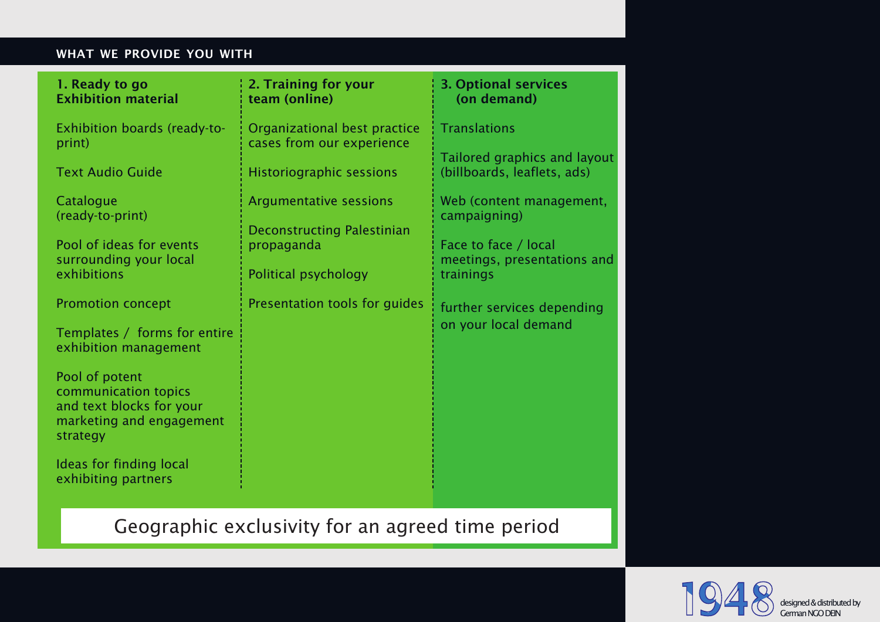## WHAT WE PROVIDE YOU WITH

### 1. Ready to go Exhibition material

- Exhibition boards (ready-to-print)
- Text Audio Guide
- Catalogue (ready-to-print)
- Pool of ideas for events surrounding your local exhibitions
- Promotion concept
- Templates / forms for entire exhibition management
- Pool of potent communication topics and text blocks for your marketing and engagement strategy
- Ideas for finding local exhibiting partners

### 2. Training for your team (online)

- Organizational best practice cases from our experience
- Historiographic sessions
- Argumentative sessions
- Deconstructing Palestinian propaganda
- Political psychology
- Presentation tools for guides

### 3. Optional services (on demand)

- Translations
- Tailored graphics and layout (billboards, leaflets, ads)
- Web (content management, campaigning)
- Face to face / local meetings, presentations and trainings
- further services depending on your local demand

**Geographic exclusivity for an agreed time period**

1948 designed & distributed by German NGO DEIN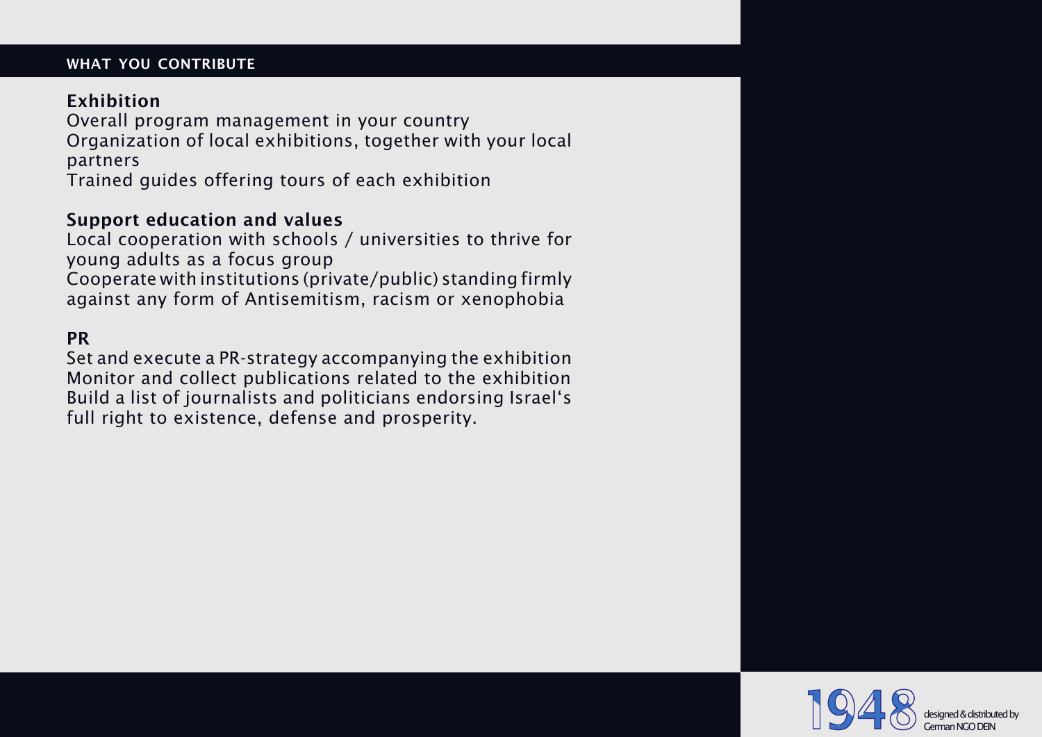## WHAT YOU CONTRIBUTE

**Exhibition**
Overall program management in your country
Organization of local exhibitions, together with your local partners
Trained guides offering tours of each exhibition

**Support education and values**
Local cooperation with schools / universities to thrive for young adults as a focus group
Cooperate with institutions (private/public) standing firmly against any form of Antisemitism, racism or xenophobia

**PR**
Set and execute a PR-strategy accompanying the exhibition
Monitor and collect publications related to the exhibition
Build a list of journalists and politicians endorsing Israel's full right to existence, defense and prosperity.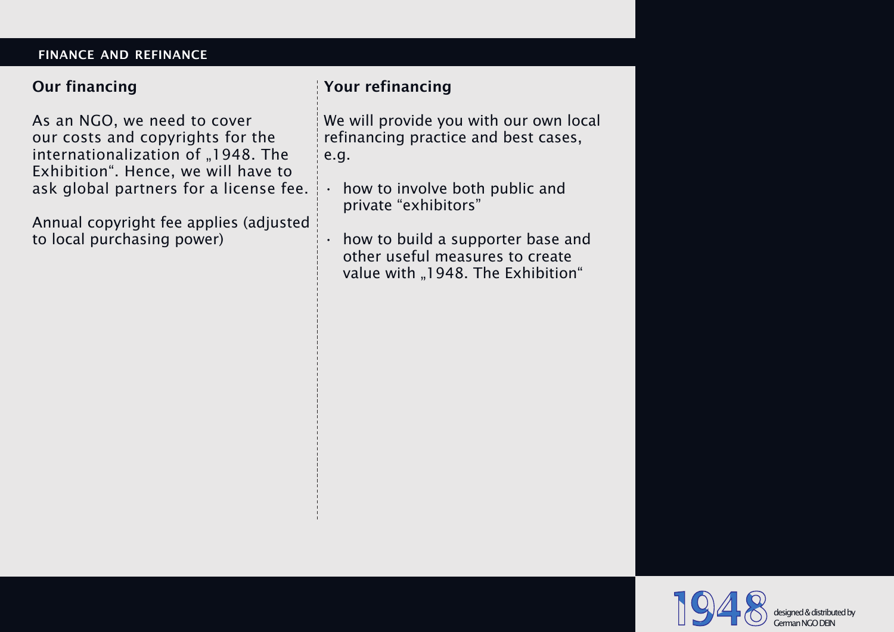# FINANCE AND REFINANCE

## Our financing

As an NGO, we need to cover our costs and copyrights for the internationalization of „1948. The Exhibition“. Hence, we will have to ask global partners for a license fee.

Annual copyright fee applies (adjusted to local purchasing power)

## Your refinancing

We will provide you with our own local refinancing practice and best cases, e.g.

- how to involve both public and private “exhibitors”
- how to build a supporter base and other useful measures to create value with „1948. The Exhibition“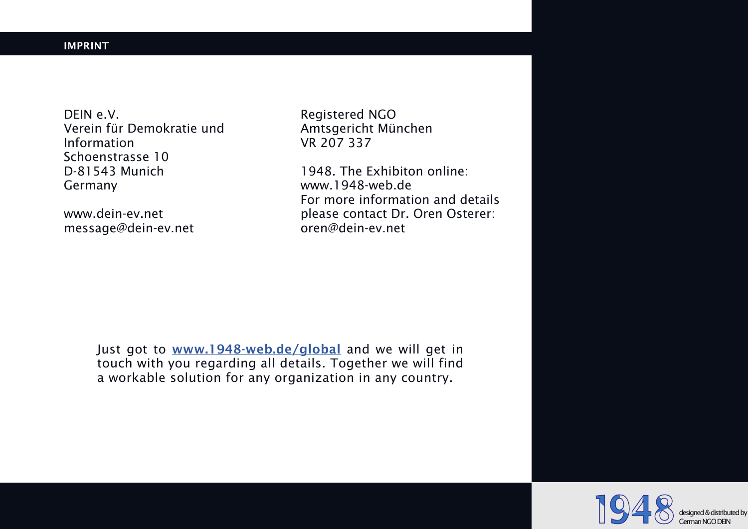## IMPRINT

DEIN e.V.
Verein für Demokratie und Information
Schoenstrasse 10
D-81543 Munich
Germany

www.dein-ev.net
message@dein-ev.net

Registered NGO
Amtsgericht München
VR 207 337

1948. The Exhibiton online:
www.1948-web.de
For more information and details please contact Dr. Oren Osterer:
oren@dein-ev.net

Just got to **www.1948-web.de/global** and we will get in touch with you regarding all details. Together we will find a workable solution for any organization in any country.

1948 designed & distributed by German NGO DEIN